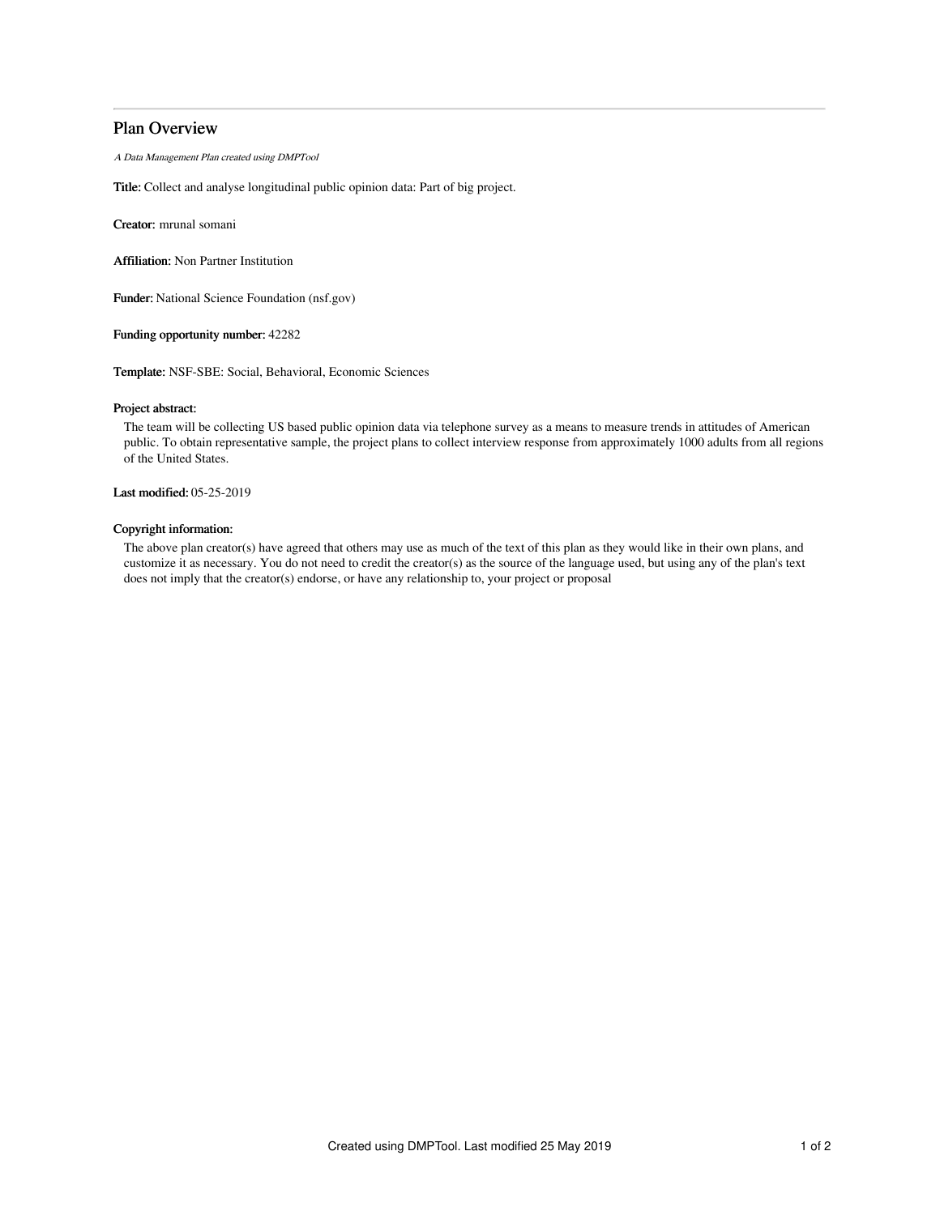# Plan Overview

*A Data Management Plan created using DMPTool*

**Title:** Collect and analyse longitudinal public opinion data: Part of big project.

**Creator:** mrunal somani

**Affiliation:** Non Partner Institution

**Funder:** National Science Foundation (nsf.gov)

**Funding opportunity number:** 42282

**Template:** NSF-SBE: Social, Behavioral, Economic Sciences

**Project abstract:**

The team will be collecting US based public opinion data via telephone survey as a means to measure trends in attitudes of American public. To obtain representative sample, the project plans to collect interview response from approximately 1000 adults from all regions of the United States.

**Last modified:** 05-25-2019

**Copyright information:**

The above plan creator(s) have agreed that others may use as much of the text of this plan as they would like in their own plans, and customize it as necessary. You do not need to credit the creator(s) as the source of the language used, but using any of the plan's text does not imply that the creator(s) endorse, or have any relationship to, your project or proposal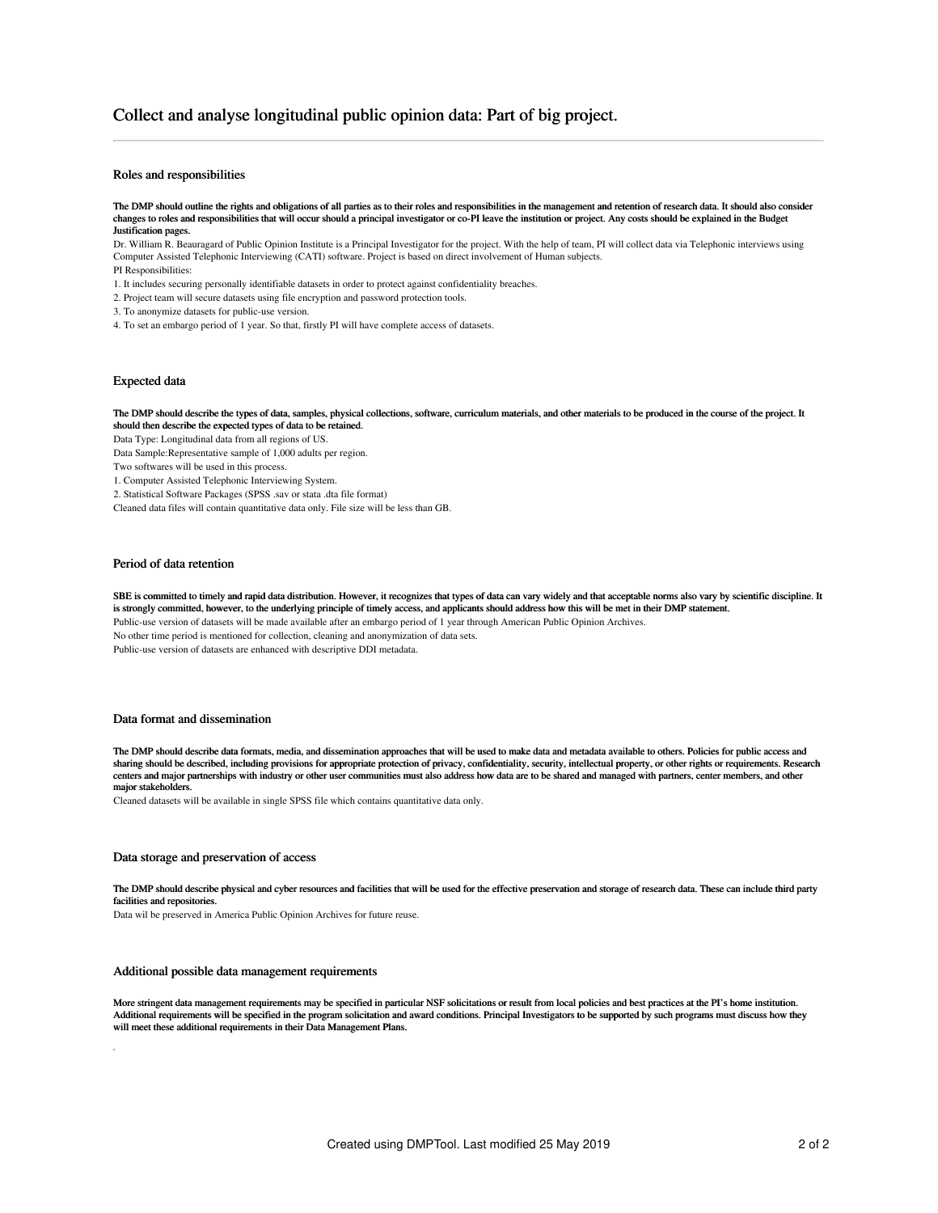# Collect and analyse longitudinal public opinion data: Part of big project.

## Roles and responsibilities

**The DMP should outline the rights and obligations of all parties as to their roles and responsibilities in the management and retention of research data. It should also consider changes to roles and responsibilities that will occur should a principal investigator or co-PI leave the institution or project. Any costs should be explained in the Budget Justification pages.**

Dr. William R. Beauragard of Public Opinion Institute is a Principal Investigator for the project. With the help of team, PI will collect data via Telephonic interviews using Computer Assisted Telephonic Interviewing (CATI) software. Project is based on direct involvement of Human subjects.

PI Responsibilities:

1. It includes securing personally identifiable datasets in order to protect against confidentiality breaches.
2. Project team will secure datasets using file encryption and password protection tools.
3. To anonymize datasets for public-use version.
4. To set an embargo period of 1 year. So that, firstly PI will have complete access of datasets.

## Expected data

**The DMP should describe the types of data, samples, physical collections, software, curriculum materials, and other materials to be produced in the course of the project. It should then describe the expected types of data to be retained.**

Data Type: Longitudinal data from all regions of US.

Data Sample:Representative sample of 1,000 adults per region.

Two softwares will be used in this process.

1. Computer Assisted Telephonic Interviewing System.
2. Statistical Software Packages (SPSS .sav or stata .dta file format)

Cleaned data files will contain quantitative data only. File size will be less than GB.

## Period of data retention

**SBE is committed to timely and rapid data distribution. However, it recognizes that types of data can vary widely and that acceptable norms also vary by scientific discipline. It is strongly committed, however, to the underlying principle of timely access, and applicants should address how this will be met in their DMP statement.**

Public-use version of datasets will be made available after an embargo period of 1 year through American Public Opinion Archives.

No other time period is mentioned for collection, cleaning and anonymization of data sets.

Public-use version of datasets are enhanced with descriptive DDI metadata.

## Data format and dissemination

**The DMP should describe data formats, media, and dissemination approaches that will be used to make data and metadata available to others. Policies for public access and sharing should be described, including provisions for appropriate protection of privacy, confidentiality, security, intellectual property, or other rights or requirements. Research centers and major partnerships with industry or other user communities must also address how data are to be shared and managed with partners, center members, and other major stakeholders.**

Cleaned datasets will be available in single SPSS file which contains quantitative data only.

## Data storage and preservation of access

**The DMP should describe physical and cyber resources and facilities that will be used for the effective preservation and storage of research data. These can include third party facilities and repositories.**

Data wil be preserved in America Public Opinion Archives for future reuse.

## Additional possible data management requirements

**More stringent data management requirements may be specified in particular NSF solicitations or result from local policies and best practices at the PI's home institution. Additional requirements will be specified in the program solicitation and award conditions. Principal Investigators to be supported by such programs must discuss how they will meet these additional requirements in their Data Management Plans.**

.